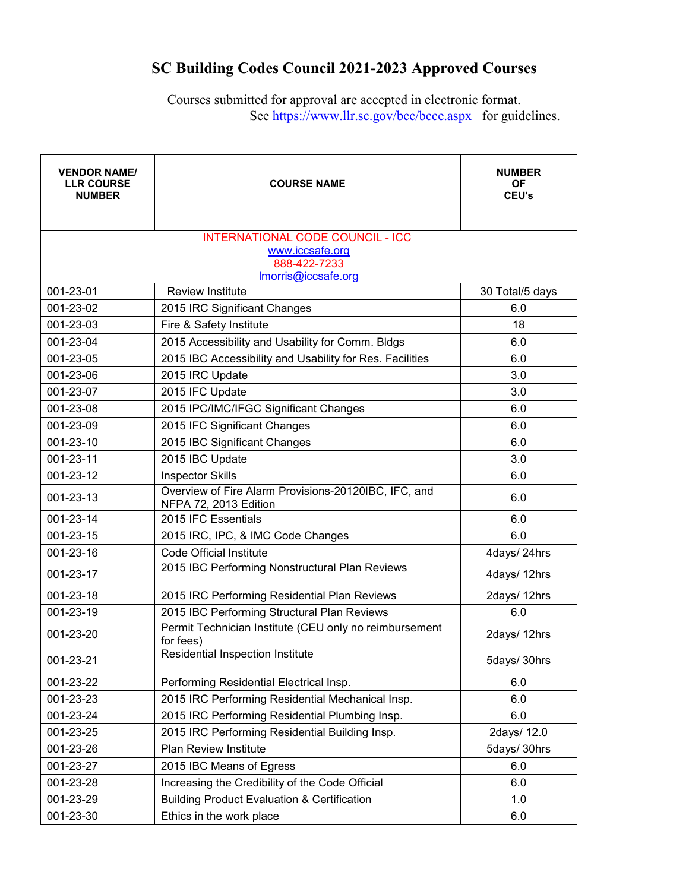# SC Building Codes Council 2021-2023 Approved Courses

Courses submitted for approval are accepted in electronic format.
See https://www.llr.sc.gov/bcc/bcce.aspx for guidelines.

| VENDOR NAME/ LLR COURSE NUMBER | COURSE NAME | NUMBER OF CEU's |
|---|---|---|
| | | |
| INTERNATIONAL CODE COUNCIL - ICC<br>www.iccsafe.org<br>888-422-7233<br>lmorris@iccsafe.org | | |
| 001-23-01 | Review Institute | 30 Total/5 days |
| 001-23-02 | 2015 IRC Significant Changes | 6.0 |
| 001-23-03 | Fire & Safety Institute | 18 |
| 001-23-04 | 2015 Accessibility and Usability for Comm. Bldgs | 6.0 |
| 001-23-05 | 2015 IBC Accessibility and Usability for Res. Facilities | 6.0 |
| 001-23-06 | 2015 IRC Update | 3.0 |
| 001-23-07 | 2015 IFC Update | 3.0 |
| 001-23-08 | 2015 IPC/IMC/IFGC Significant Changes | 6.0 |
| 001-23-09 | 2015 IFC Significant Changes | 6.0 |
| 001-23-10 | 2015 IBC Significant Changes | 6.0 |
| 001-23-11 | 2015 IBC Update | 3.0 |
| 001-23-12 | Inspector Skills | 6.0 |
| 001-23-13 | Overview of Fire Alarm Provisions-20120IBC, IFC, and NFPA 72, 2013 Edition | 6.0 |
| 001-23-14 | 2015 IFC Essentials | 6.0 |
| 001-23-15 | 2015 IRC, IPC, & IMC Code Changes | 6.0 |
| 001-23-16 | Code Official Institute | 4days/ 24hrs |
| 001-23-17 | 2015 IBC Performing Nonstructural Plan Reviews | 4days/ 12hrs |
| 001-23-18 | 2015 IRC Performing Residential Plan Reviews | 2days/ 12hrs |
| 001-23-19 | 2015 IBC Performing Structural Plan Reviews | 6.0 |
| 001-23-20 | Permit Technician Institute (CEU only no reimbursement for fees) | 2days/ 12hrs |
| 001-23-21 | Residential Inspection Institute | 5days/ 30hrs |
| 001-23-22 | Performing Residential Electrical Insp. | 6.0 |
| 001-23-23 | 2015 IRC Performing Residential Mechanical Insp. | 6.0 |
| 001-23-24 | 2015 IRC Performing Residential Plumbing Insp. | 6.0 |
| 001-23-25 | 2015 IRC Performing Residential Building Insp. | 2days/ 12.0 |
| 001-23-26 | Plan Review Institute | 5days/ 30hrs |
| 001-23-27 | 2015 IBC Means of Egress | 6.0 |
| 001-23-28 | Increasing the Credibility of the Code Official | 6.0 |
| 001-23-29 | Building Product Evaluation & Certification | 1.0 |
| 001-23-30 | Ethics in the work place | 6.0 |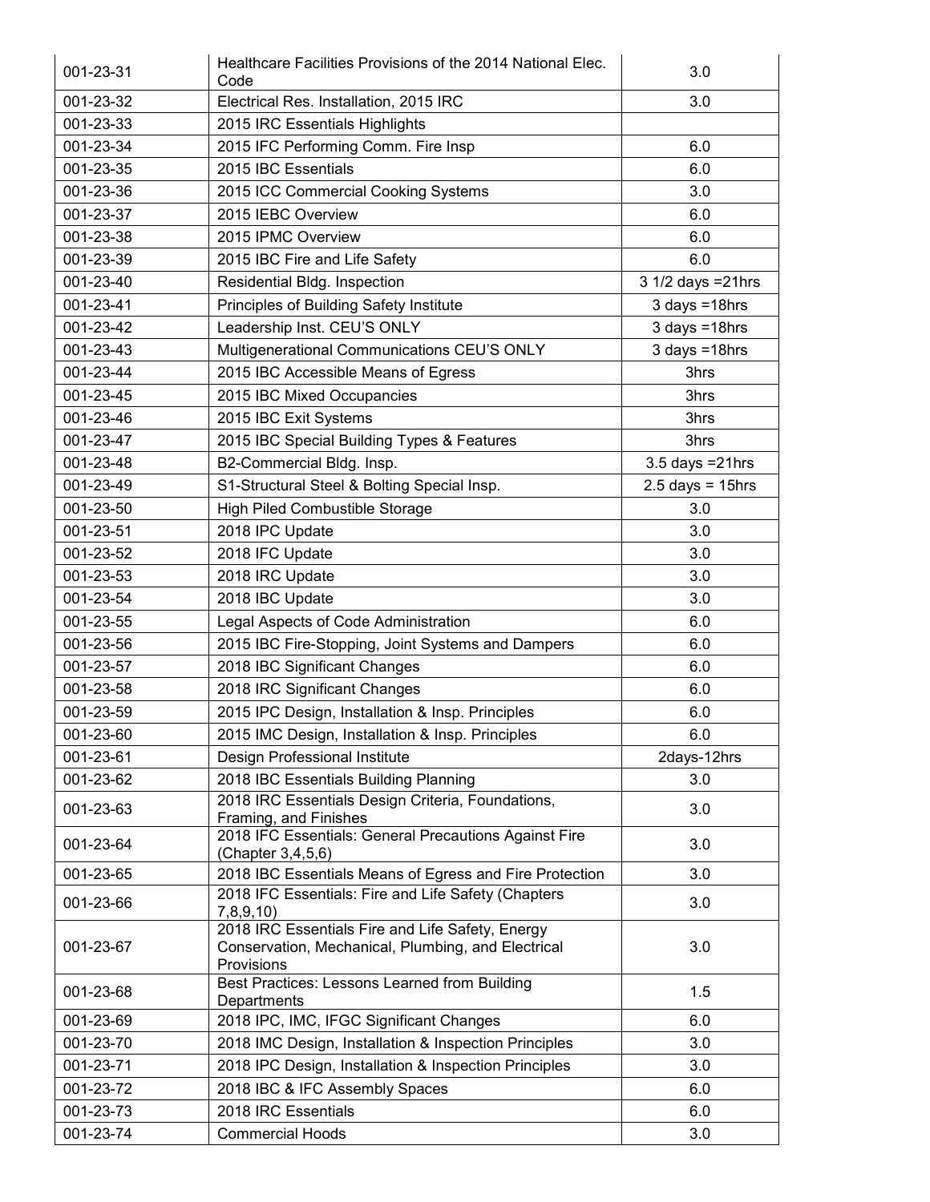| | | |
|---|---|---|
| 001-23-31 | Healthcare Facilities Provisions of the 2014 National Elec. Code | 3.0 |
| 001-23-32 | Electrical Res. Installation, 2015 IRC | 3.0 |
| 001-23-33 | 2015 IRC Essentials Highlights | |
| 001-23-34 | 2015 IFC Performing Comm. Fire Insp | 6.0 |
| 001-23-35 | 2015 IBC Essentials | 6.0 |
| 001-23-36 | 2015 ICC Commercial Cooking Systems | 3.0 |
| 001-23-37 | 2015 IEBC Overview | 6.0 |
| 001-23-38 | 2015 IPMC Overview | 6.0 |
| 001-23-39 | 2015 IBC Fire and Life Safety | 6.0 |
| 001-23-40 | Residential Bldg. Inspection | 3 1/2 days =21hrs |
| 001-23-41 | Principles of Building Safety Institute | 3 days =18hrs |
| 001-23-42 | Leadership Inst. CEU'S ONLY | 3 days =18hrs |
| 001-23-43 | Multigenerational Communications CEU'S ONLY | 3 days =18hrs |
| 001-23-44 | 2015 IBC Accessible Means of Egress | 3hrs |
| 001-23-45 | 2015 IBC Mixed Occupancies | 3hrs |
| 001-23-46 | 2015 IBC Exit Systems | 3hrs |
| 001-23-47 | 2015 IBC Special Building Types & Features | 3hrs |
| 001-23-48 | B2-Commercial Bldg. Insp. | 3.5 days =21hrs |
| 001-23-49 | S1-Structural Steel & Bolting Special Insp. | 2.5 days = 15hrs |
| 001-23-50 | High Piled Combustible Storage | 3.0 |
| 001-23-51 | 2018 IPC Update | 3.0 |
| 001-23-52 | 2018 IFC Update | 3.0 |
| 001-23-53 | 2018 IRC Update | 3.0 |
| 001-23-54 | 2018 IBC Update | 3.0 |
| 001-23-55 | Legal Aspects of Code Administration | 6.0 |
| 001-23-56 | 2015 IBC Fire-Stopping, Joint Systems and Dampers | 6.0 |
| 001-23-57 | 2018 IBC Significant Changes | 6.0 |
| 001-23-58 | 2018 IRC Significant Changes | 6.0 |
| 001-23-59 | 2015 IPC Design, Installation & Insp. Principles | 6.0 |
| 001-23-60 | 2015 IMC Design, Installation & Insp. Principles | 6.0 |
| 001-23-61 | Design Professional Institute | 2days-12hrs |
| 001-23-62 | 2018 IBC Essentials Building Planning | 3.0 |
| 001-23-63 | 2018 IRC Essentials Design Criteria, Foundations, Framing, and Finishes | 3.0 |
| 001-23-64 | 2018 IFC Essentials: General Precautions Against Fire (Chapter 3,4,5,6) | 3.0 |
| 001-23-65 | 2018 IBC Essentials Means of Egress and Fire Protection | 3.0 |
| 001-23-66 | 2018 IFC Essentials: Fire and Life Safety (Chapters 7,8,9,10) | 3.0 |
| 001-23-67 | 2018 IRC Essentials Fire and Life Safety, Energy Conservation, Mechanical, Plumbing, and Electrical Provisions | 3.0 |
| 001-23-68 | Best Practices: Lessons Learned from Building Departments | 1.5 |
| 001-23-69 | 2018 IPC, IMC, IFGC Significant Changes | 6.0 |
| 001-23-70 | 2018 IMC Design, Installation & Inspection Principles | 3.0 |
| 001-23-71 | 2018 IPC Design, Installation & Inspection Principles | 3.0 |
| 001-23-72 | 2018 IBC & IFC Assembly Spaces | 6.0 |
| 001-23-73 | 2018 IRC Essentials | 6.0 |
| 001-23-74 | Commercial Hoods | 3.0 |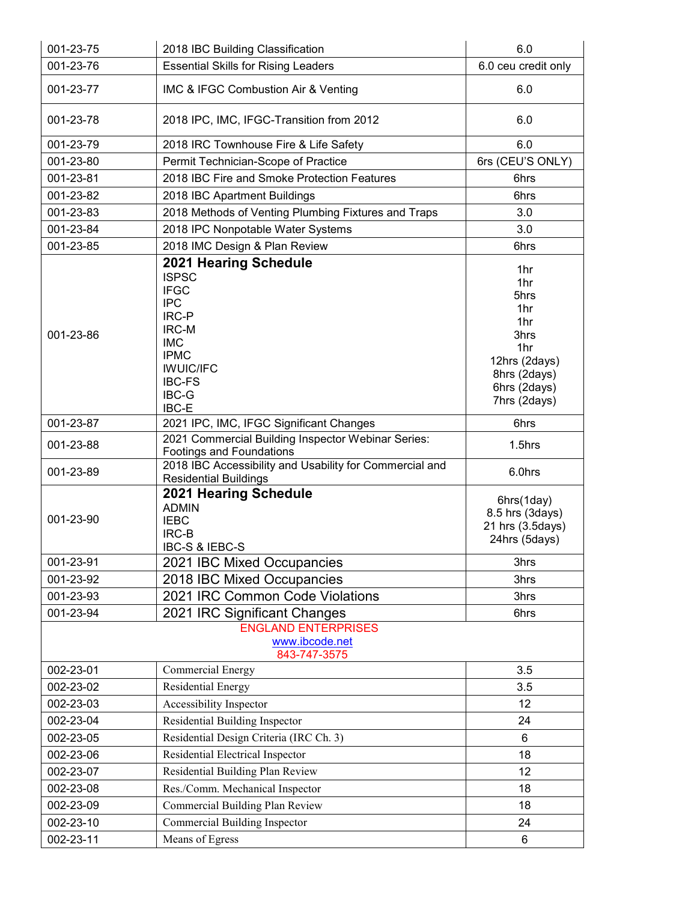| | | |
|---|---|---|
| 001-23-75 | 2018 IBC Building Classification | 6.0 |
| 001-23-76 | Essential Skills for Rising Leaders | 6.0 ceu credit only |
| 001-23-77 | IMC & IFGC Combustion Air & Venting | 6.0 |
| 001-23-78 | 2018 IPC, IMC, IFGC-Transition from 2012 | 6.0 |
| 001-23-79 | 2018 IRC Townhouse Fire & Life Safety | 6.0 |
| 001-23-80 | Permit Technician-Scope of Practice | 6rs (CEU'S ONLY) |
| 001-23-81 | 2018 IBC Fire and Smoke Protection Features | 6hrs |
| 001-23-82 | 2018 IBC Apartment Buildings | 6hrs |
| 001-23-83 | 2018 Methods of Venting Plumbing Fixtures and Traps | 3.0 |
| 001-23-84 | 2018 IPC Nonpotable Water Systems | 3.0 |
| 001-23-85 | 2018 IMC Design & Plan Review | 6hrs |
| 001-23-86 | **2021 Hearing Schedule**<br>ISPSC<br>IFGC<br>IPC<br>IRC-P<br>IRC-M<br>IMC<br>IPMC<br>IWUIC/IFC<br>IBC-FS<br>IBC-G<br>IBC-E | 1hr<br>1hr<br>5hrs<br>1hr<br>1hr<br>3hrs<br>1hr<br>12hrs (2days)<br>8hrs (2days)<br>6hrs (2days)<br>7hrs (2days) |
| 001-23-87 | 2021 IPC, IMC, IFGC Significant Changes | 6hrs |
| 001-23-88 | 2021 Commercial Building Inspector Webinar Series: Footings and Foundations | 1.5hrs |
| 001-23-89 | 2018 IBC Accessibility and Usability for Commercial and Residential Buildings | 6.0hrs |
| 001-23-90 | **2021 Hearing Schedule**<br>ADMIN<br>IEBC<br>IRC-B<br>IBC-S & IEBC-S | 6hrs(1day)<br>8.5 hrs (3days)<br>21 hrs (3.5days)<br>24hrs (5days) |
| 001-23-91 | 2021 IBC Mixed Occupancies | 3hrs |
| 001-23-92 | 2018 IBC Mixed Occupancies | 3hrs |
| 001-23-93 | 2021 IRC Common Code Violations | 3hrs |
| 001-23-94 | 2021 IRC Significant Changes | 6hrs |
| | ENGLAND ENTERPRISES<br>www.ibcode.net<br>843-747-3575 | |
| 002-23-01 | Commercial Energy | 3.5 |
| 002-23-02 | Residential Energy | 3.5 |
| 002-23-03 | Accessibility Inspector | 12 |
| 002-23-04 | Residential Building Inspector | 24 |
| 002-23-05 | Residential Design Criteria (IRC Ch. 3) | 6 |
| 002-23-06 | Residential Electrical Inspector | 18 |
| 002-23-07 | Residential Building Plan Review | 12 |
| 002-23-08 | Res./Comm. Mechanical Inspector | 18 |
| 002-23-09 | Commercial Building Plan Review | 18 |
| 002-23-10 | Commercial Building Inspector | 24 |
| 002-23-11 | Means of Egress | 6 |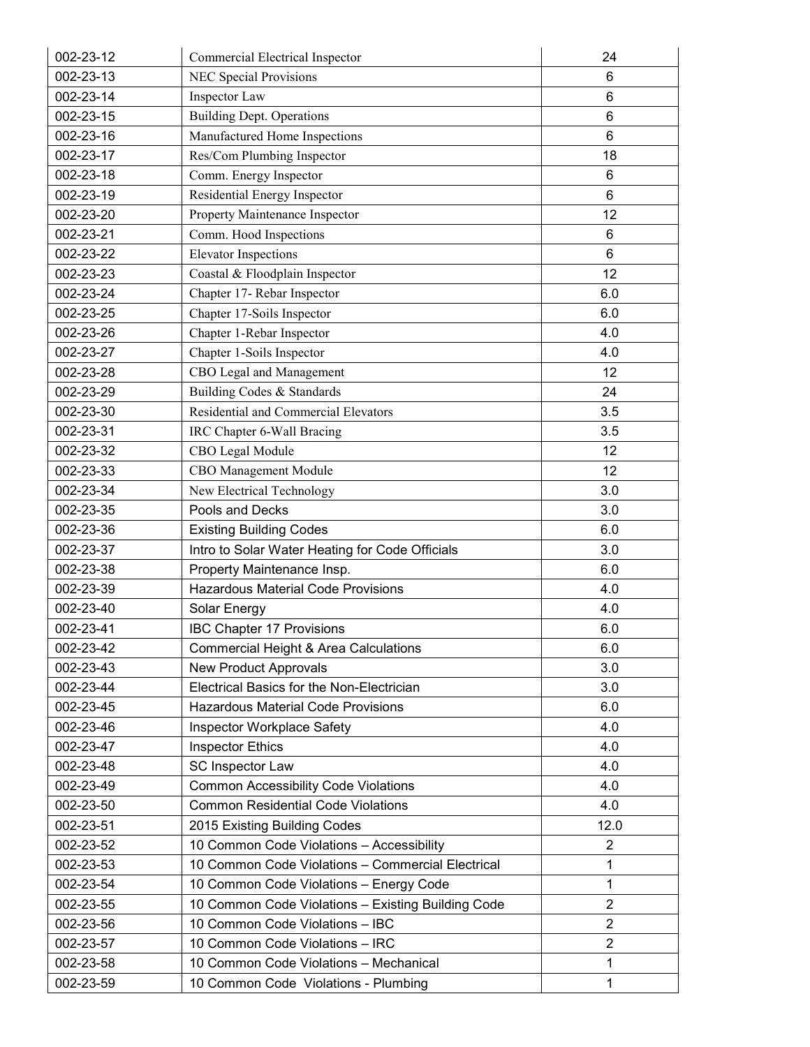| 002-23-12 | Commercial Electrical Inspector | 24 |
|---|---|---|
| 002-23-13 | NEC Special Provisions | 6 |
| 002-23-14 | Inspector Law | 6 |
| 002-23-15 | Building Dept. Operations | 6 |
| 002-23-16 | Manufactured Home Inspections | 6 |
| 002-23-17 | Res/Com Plumbing Inspector | 18 |
| 002-23-18 | Comm. Energy Inspector | 6 |
| 002-23-19 | Residential Energy Inspector | 6 |
| 002-23-20 | Property Maintenance Inspector | 12 |
| 002-23-21 | Comm. Hood Inspections | 6 |
| 002-23-22 | Elevator Inspections | 6 |
| 002-23-23 | Coastal & Floodplain Inspector | 12 |
| 002-23-24 | Chapter 17- Rebar Inspector | 6.0 |
| 002-23-25 | Chapter 17-Soils Inspector | 6.0 |
| 002-23-26 | Chapter 1-Rebar Inspector | 4.0 |
| 002-23-27 | Chapter 1-Soils Inspector | 4.0 |
| 002-23-28 | CBO Legal and Management | 12 |
| 002-23-29 | Building Codes & Standards | 24 |
| 002-23-30 | Residential and Commercial Elevators | 3.5 |
| 002-23-31 | IRC Chapter 6-Wall Bracing | 3.5 |
| 002-23-32 | CBO Legal Module | 12 |
| 002-23-33 | CBO Management Module | 12 |
| 002-23-34 | New Electrical Technology | 3.0 |
| 002-23-35 | Pools and Decks | 3.0 |
| 002-23-36 | Existing Building Codes | 6.0 |
| 002-23-37 | Intro to Solar Water Heating for Code Officials | 3.0 |
| 002-23-38 | Property Maintenance Insp. | 6.0 |
| 002-23-39 | Hazardous Material Code Provisions | 4.0 |
| 002-23-40 | Solar Energy | 4.0 |
| 002-23-41 | IBC Chapter 17 Provisions | 6.0 |
| 002-23-42 | Commercial Height & Area Calculations | 6.0 |
| 002-23-43 | New Product Approvals | 3.0 |
| 002-23-44 | Electrical Basics for the Non-Electrician | 3.0 |
| 002-23-45 | Hazardous Material Code Provisions | 6.0 |
| 002-23-46 | Inspector Workplace Safety | 4.0 |
| 002-23-47 | Inspector Ethics | 4.0 |
| 002-23-48 | SC Inspector Law | 4.0 |
| 002-23-49 | Common Accessibility Code Violations | 4.0 |
| 002-23-50 | Common Residential Code Violations | 4.0 |
| 002-23-51 | 2015 Existing Building Codes | 12.0 |
| 002-23-52 | 10 Common Code Violations – Accessibility | 2 |
| 002-23-53 | 10 Common Code Violations – Commercial Electrical | 1 |
| 002-23-54 | 10 Common Code Violations – Energy Code | 1 |
| 002-23-55 | 10 Common Code Violations – Existing Building Code | 2 |
| 002-23-56 | 10 Common Code Violations – IBC | 2 |
| 002-23-57 | 10 Common Code Violations – IRC | 2 |
| 002-23-58 | 10 Common Code Violations – Mechanical | 1 |
| 002-23-59 | 10 Common Code Violations - Plumbing | 1 |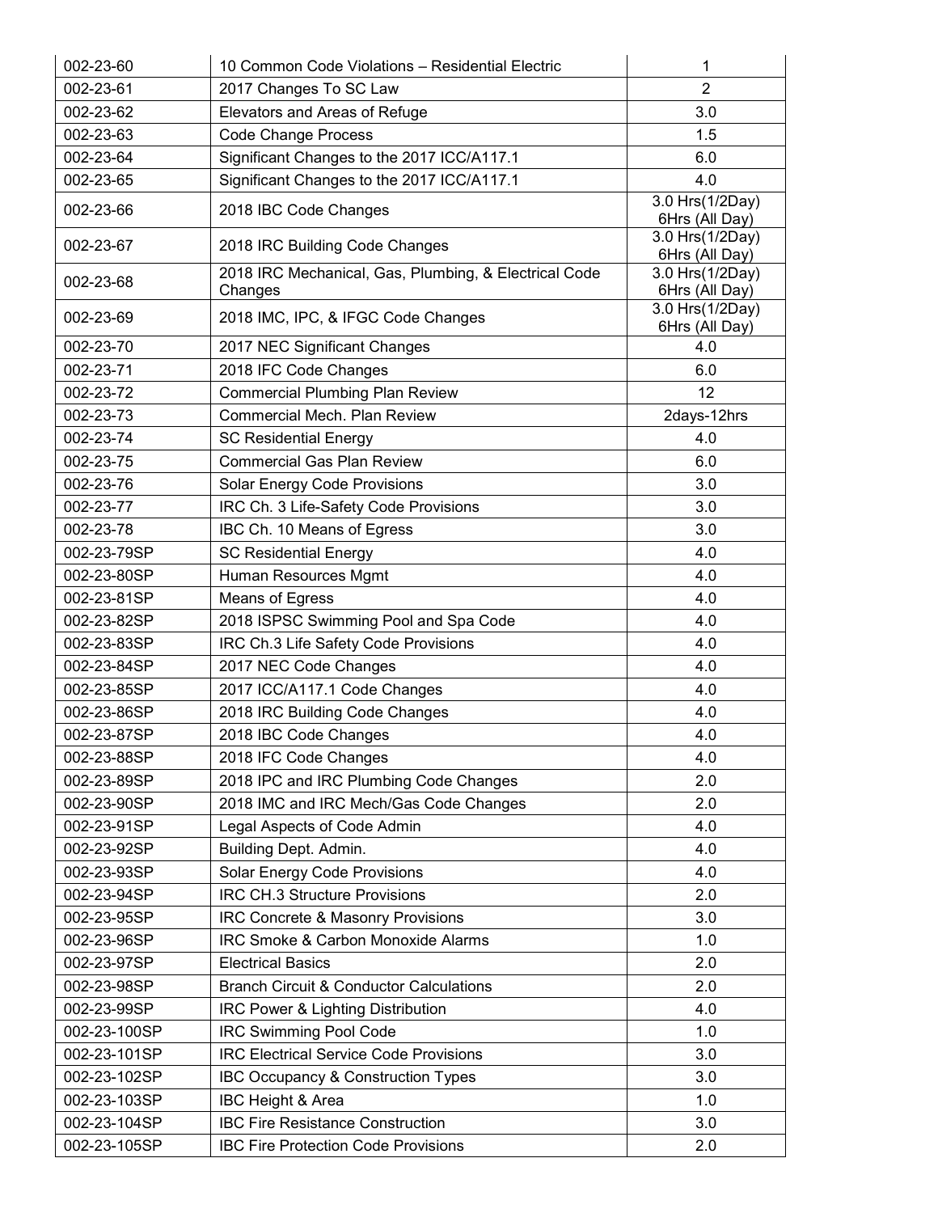| 002-23-60 | 10 Common Code Violations – Residential Electric | 1 |
|---|---|---|
| 002-23-61 | 2017 Changes To SC Law | 2 |
| 002-23-62 | Elevators and Areas of Refuge | 3.0 |
| 002-23-63 | Code Change Process | 1.5 |
| 002-23-64 | Significant Changes to the 2017 ICC/A117.1 | 6.0 |
| 002-23-65 | Significant Changes to the 2017 ICC/A117.1 | 4.0 |
| 002-23-66 | 2018 IBC Code Changes | 3.0 Hrs(1/2Day) 6Hrs (All Day) |
| 002-23-67 | 2018 IRC Building Code Changes | 3.0 Hrs(1/2Day) 6Hrs (All Day) |
| 002-23-68 | 2018 IRC Mechanical, Gas, Plumbing, & Electrical Code Changes | 3.0 Hrs(1/2Day) 6Hrs (All Day) |
| 002-23-69 | 2018 IMC, IPC, & IFGC Code Changes | 3.0 Hrs(1/2Day) 6Hrs (All Day) |
| 002-23-70 | 2017 NEC Significant Changes | 4.0 |
| 002-23-71 | 2018 IFC Code Changes | 6.0 |
| 002-23-72 | Commercial Plumbing Plan Review | 12 |
| 002-23-73 | Commercial Mech. Plan Review | 2days-12hrs |
| 002-23-74 | SC Residential Energy | 4.0 |
| 002-23-75 | Commercial Gas Plan Review | 6.0 |
| 002-23-76 | Solar Energy Code Provisions | 3.0 |
| 002-23-77 | IRC Ch. 3 Life-Safety Code Provisions | 3.0 |
| 002-23-78 | IBC Ch. 10 Means of Egress | 3.0 |
| 002-23-79SP | SC Residential Energy | 4.0 |
| 002-23-80SP | Human Resources Mgmt | 4.0 |
| 002-23-81SP | Means of Egress | 4.0 |
| 002-23-82SP | 2018 ISPSC Swimming Pool and Spa Code | 4.0 |
| 002-23-83SP | IRC Ch.3 Life Safety Code Provisions | 4.0 |
| 002-23-84SP | 2017 NEC Code Changes | 4.0 |
| 002-23-85SP | 2017 ICC/A117.1 Code Changes | 4.0 |
| 002-23-86SP | 2018 IRC Building Code Changes | 4.0 |
| 002-23-87SP | 2018 IBC Code Changes | 4.0 |
| 002-23-88SP | 2018 IFC Code Changes | 4.0 |
| 002-23-89SP | 2018 IPC and IRC Plumbing Code Changes | 2.0 |
| 002-23-90SP | 2018 IMC and IRC Mech/Gas Code Changes | 2.0 |
| 002-23-91SP | Legal Aspects of Code Admin | 4.0 |
| 002-23-92SP | Building Dept. Admin. | 4.0 |
| 002-23-93SP | Solar Energy Code Provisions | 4.0 |
| 002-23-94SP | IRC CH.3 Structure Provisions | 2.0 |
| 002-23-95SP | IRC Concrete & Masonry Provisions | 3.0 |
| 002-23-96SP | IRC Smoke & Carbon Monoxide Alarms | 1.0 |
| 002-23-97SP | Electrical Basics | 2.0 |
| 002-23-98SP | Branch Circuit & Conductor Calculations | 2.0 |
| 002-23-99SP | IRC Power & Lighting Distribution | 4.0 |
| 002-23-100SP | IRC Swimming Pool Code | 1.0 |
| 002-23-101SP | IRC Electrical Service Code Provisions | 3.0 |
| 002-23-102SP | IBC Occupancy & Construction Types | 3.0 |
| 002-23-103SP | IBC Height & Area | 1.0 |
| 002-23-104SP | IBC Fire Resistance Construction | 3.0 |
| 002-23-105SP | IBC Fire Protection Code Provisions | 2.0 |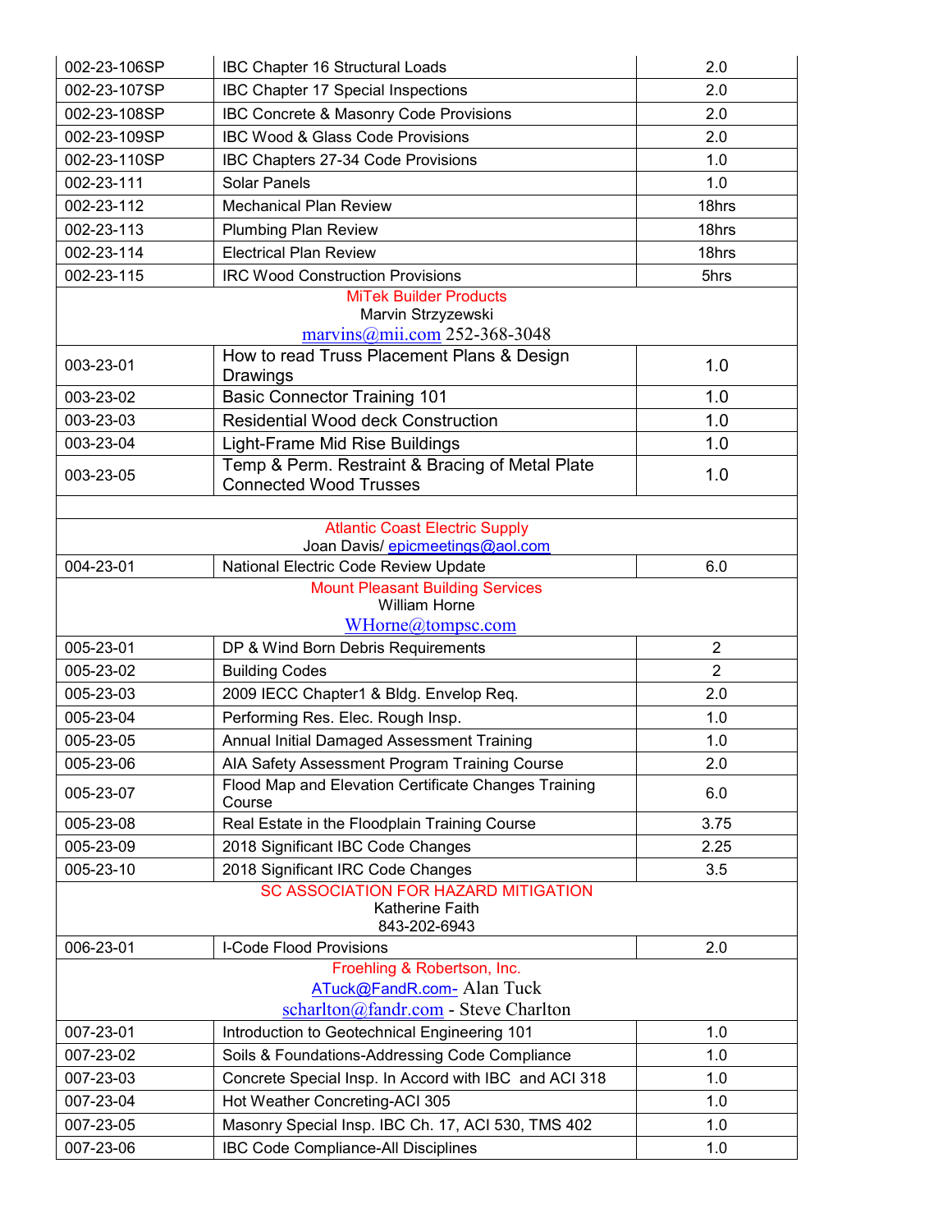| | | |
|---|---|---|
| 002-23-106SP | IBC Chapter 16 Structural Loads | 2.0 |
| 002-23-107SP | IBC Chapter 17 Special Inspections | 2.0 |
| 002-23-108SP | IBC Concrete & Masonry Code Provisions | 2.0 |
| 002-23-109SP | IBC Wood & Glass Code Provisions | 2.0 |
| 002-23-110SP | IBC Chapters 27-34 Code Provisions | 1.0 |
| 002-23-111 | Solar Panels | 1.0 |
| 002-23-112 | Mechanical Plan Review | 18hrs |
| 002-23-113 | Plumbing Plan Review | 18hrs |
| 002-23-114 | Electrical Plan Review | 18hrs |
| 002-23-115 | IRC Wood Construction Provisions | 5hrs |
| **MiTek Builder Products**<br>Marvin Strzyzewski<br>marvins@mii.com 252-368-3048 | | |
| 003-23-01 | How to read Truss Placement Plans & Design Drawings | 1.0 |
| 003-23-02 | Basic Connector Training 101 | 1.0 |
| 003-23-03 | Residential Wood deck Construction | 1.0 |
| 003-23-04 | Light-Frame Mid Rise Buildings | 1.0 |
| 003-23-05 | Temp & Perm. Restraint & Bracing of Metal Plate Connected Wood Trusses | 1.0 |
| | | |
| **Atlantic Coast Electric Supply**<br>Joan Davis/ epicmeetings@aol.com | | |
| 004-23-01 | National Electric Code Review Update | 6.0 |
| **Mount Pleasant Building Services**<br>William Horne<br>WHorne@tompsc.com | | |
| 005-23-01 | DP & Wind Born Debris Requirements | 2 |
| 005-23-02 | Building Codes | 2 |
| 005-23-03 | 2009 IECC Chapter1 & Bldg. Envelop Req. | 2.0 |
| 005-23-04 | Performing Res. Elec. Rough Insp. | 1.0 |
| 005-23-05 | Annual Initial Damaged Assessment Training | 1.0 |
| 005-23-06 | AIA Safety Assessment Program Training Course | 2.0 |
| 005-23-07 | Flood Map and Elevation Certificate Changes Training Course | 6.0 |
| 005-23-08 | Real Estate in the Floodplain Training Course | 3.75 |
| 005-23-09 | 2018 Significant IBC Code Changes | 2.25 |
| 005-23-10 | 2018 Significant IRC Code Changes | 3.5 |
| **SC ASSOCIATION FOR HAZARD MITIGATION**<br>Katherine Faith<br>843-202-6943 | | |
| 006-23-01 | I-Code Flood Provisions | 2.0 |
| **Froehling & Robertson, Inc.**<br>ATuck@FandR.com- Alan Tuck<br>scharlton@fandr.com - Steve Charlton | | |
| 007-23-01 | Introduction to Geotechnical Engineering 101 | 1.0 |
| 007-23-02 | Soils & Foundations-Addressing Code Compliance | 1.0 |
| 007-23-03 | Concrete Special Insp. In Accord with IBC and ACI 318 | 1.0 |
| 007-23-04 | Hot Weather Concreting-ACI 305 | 1.0 |
| 007-23-05 | Masonry Special Insp. IBC Ch. 17, ACI 530, TMS 402 | 1.0 |
| 007-23-06 | IBC Code Compliance-All Disciplines | 1.0 |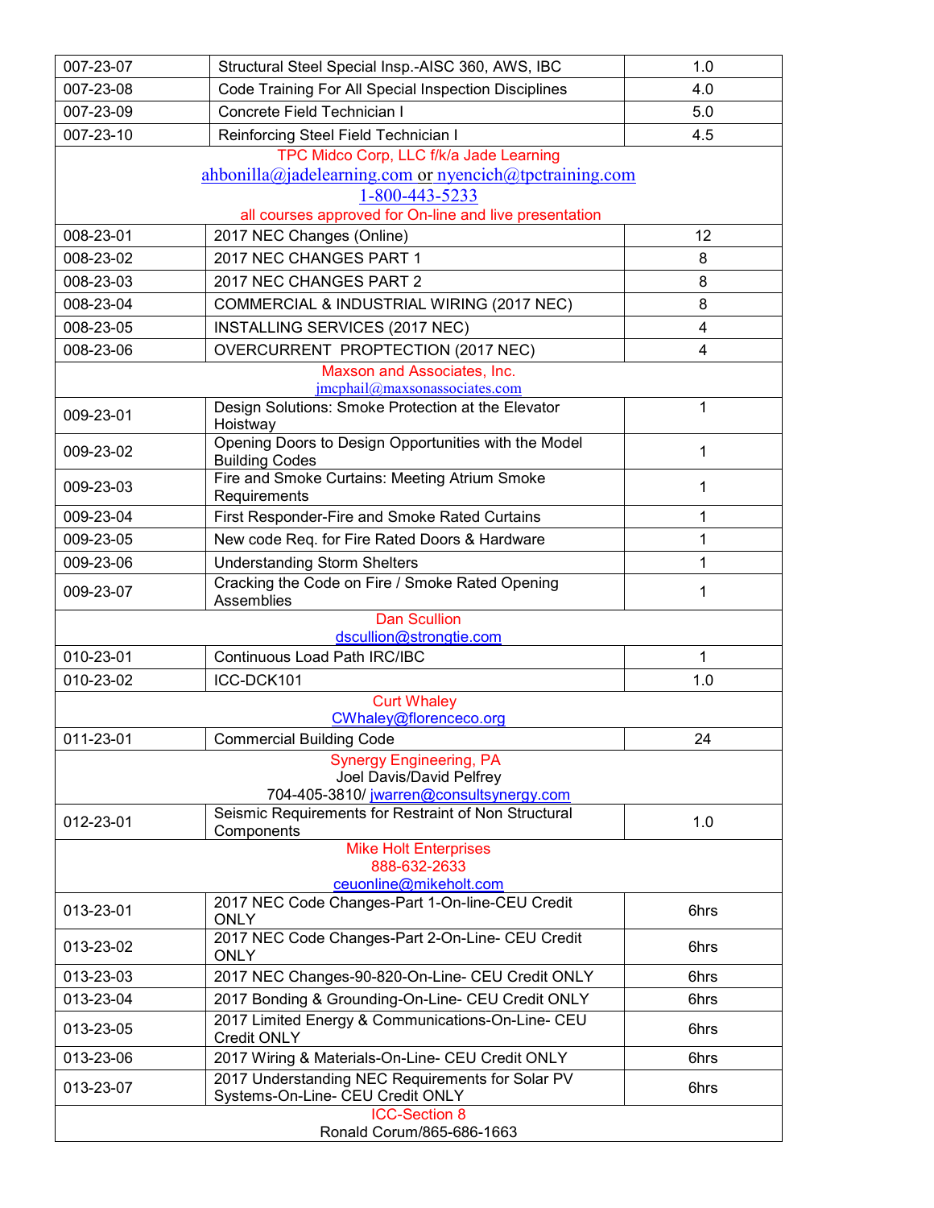| | | |
|---|---|---|
| 007-23-07 | Structural Steel Special Insp.-AISC 360, AWS, IBC | 1.0 |
| 007-23-08 | Code Training For All Special Inspection Disciplines | 4.0 |
| 007-23-09 | Concrete Field Technician I | 5.0 |
| 007-23-10 | Reinforcing Steel Field Technician I | 4.5 |
| TPC Midco Corp, LLC f/k/a Jade Learning<br>ahbonilla@jadelearning.com or nyencich@tpctraining.com<br>1-800-443-5233<br>all courses approved for On-line and live presentation | | |
| 008-23-01 | 2017 NEC Changes (Online) | 12 |
| 008-23-02 | 2017 NEC CHANGES PART 1 | 8 |
| 008-23-03 | 2017 NEC CHANGES PART 2 | 8 |
| 008-23-04 | COMMERCIAL & INDUSTRIAL WIRING (2017 NEC) | 8 |
| 008-23-05 | INSTALLING SERVICES (2017 NEC) | 4 |
| 008-23-06 | OVERCURRENT PROPTECTION (2017 NEC) | 4 |
| Maxson and Associates, Inc.<br>jmcphail@maxsonassociates.com | | |
| 009-23-01 | Design Solutions: Smoke Protection at the Elevator Hoistway | 1 |
| 009-23-02 | Opening Doors to Design Opportunities with the Model Building Codes | 1 |
| 009-23-03 | Fire and Smoke Curtains: Meeting Atrium Smoke Requirements | 1 |
| 009-23-04 | First Responder-Fire and Smoke Rated Curtains | 1 |
| 009-23-05 | New code Req. for Fire Rated Doors & Hardware | 1 |
| 009-23-06 | Understanding Storm Shelters | 1 |
| 009-23-07 | Cracking the Code on Fire / Smoke Rated Opening Assemblies | 1 |
| Dan Scullion<br>dscullion@strongtie.com | | |
| 010-23-01 | Continuous Load Path IRC/IBC | 1 |
| 010-23-02 | ICC-DCK101 | 1.0 |
| Curt Whaley<br>CWhaley@florenceco.org | | |
| 011-23-01 | Commercial Building Code | 24 |
| Synergy Engineering, PA<br>Joel Davis/David Pelfrey<br>704-405-3810/ jwarren@consultsynergy.com | | |
| 012-23-01 | Seismic Requirements for Restraint of Non Structural Components | 1.0 |
| Mike Holt Enterprises<br>888-632-2633<br>ceuonline@mikeholt.com | | |
| 013-23-01 | 2017 NEC Code Changes-Part 1-On-line-CEU Credit ONLY | 6hrs |
| 013-23-02 | 2017 NEC Code Changes-Part 2-On-Line- CEU Credit ONLY | 6hrs |
| 013-23-03 | 2017 NEC Changes-90-820-On-Line- CEU Credit ONLY | 6hrs |
| 013-23-04 | 2017 Bonding & Grounding-On-Line- CEU Credit ONLY | 6hrs |
| 013-23-05 | 2017 Limited Energy & Communications-On-Line- CEU Credit ONLY | 6hrs |
| 013-23-06 | 2017 Wiring & Materials-On-Line- CEU Credit ONLY | 6hrs |
| 013-23-07 | 2017 Understanding NEC Requirements for Solar PV Systems-On-Line- CEU Credit ONLY | 6hrs |
| ICC-Section 8<br>Ronald Corum/865-686-1663 | | |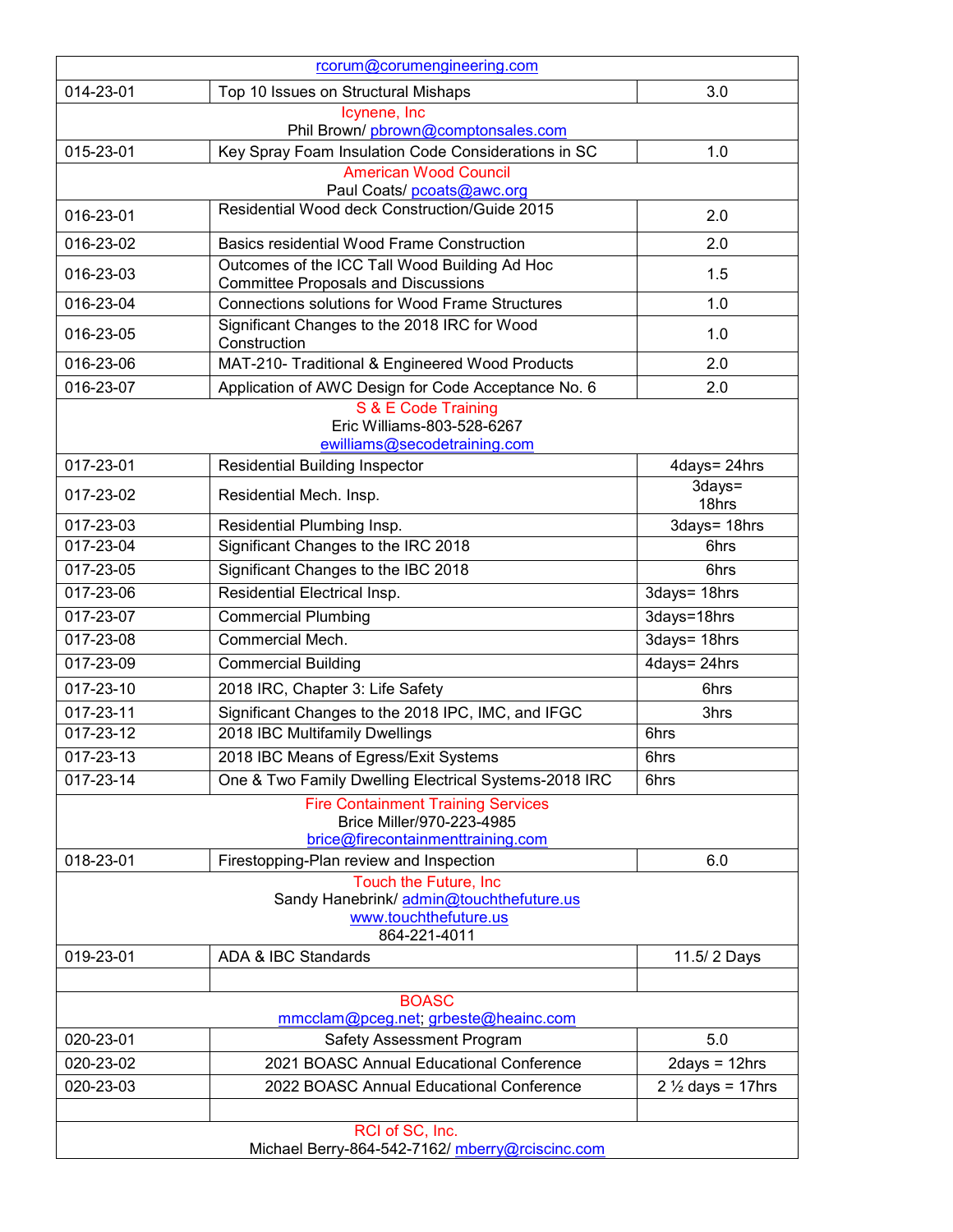| | | |
|---|---|---|
| rcorum@corumengineering.com | | |
| 014-23-01 | Top 10 Issues on Structural Mishaps | 3.0 |
| Icynene, Inc<br>Phil Brown/ pbrown@comptonsales.com | | |
| 015-23-01 | Key Spray Foam Insulation Code Considerations in SC | 1.0 |
| American Wood Council<br>Paul Coats/ pcoats@awc.org | | |
| 016-23-01 | Residential Wood deck Construction/Guide 2015 | 2.0 |
| 016-23-02 | Basics residential Wood Frame Construction | 2.0 |
| 016-23-03 | Outcomes of the ICC Tall Wood Building Ad Hoc Committee Proposals and Discussions | 1.5 |
| 016-23-04 | Connections solutions for Wood Frame Structures | 1.0 |
| 016-23-05 | Significant Changes to the 2018 IRC for Wood Construction | 1.0 |
| 016-23-06 | MAT-210- Traditional & Engineered Wood Products | 2.0 |
| 016-23-07 | Application of AWC Design for Code Acceptance No. 6 | 2.0 |
| S & E Code Training<br>Eric Williams-803-528-6267<br>ewilliams@secodetraining.com | | |
| 017-23-01 | Residential Building Inspector | 4days= 24hrs |
| 017-23-02 | Residential Mech. Insp. | 3days= 18hrs |
| 017-23-03 | Residential Plumbing Insp. | 3days= 18hrs |
| 017-23-04 | Significant Changes to the IRC 2018 | 6hrs |
| 017-23-05 | Significant Changes to the IBC 2018 | 6hrs |
| 017-23-06 | Residential Electrical Insp. | 3days= 18hrs |
| 017-23-07 | Commercial Plumbing | 3days=18hrs |
| 017-23-08 | Commercial Mech. | 3days= 18hrs |
| 017-23-09 | Commercial Building | 4days= 24hrs |
| 017-23-10 | 2018 IRC, Chapter 3: Life Safety | 6hrs |
| 017-23-11 | Significant Changes to the 2018 IPC, IMC, and IFGC | 3hrs |
| 017-23-12 | 2018 IBC Multifamily Dwellings | 6hrs |
| 017-23-13 | 2018 IBC Means of Egress/Exit Systems | 6hrs |
| 017-23-14 | One & Two Family Dwelling Electrical Systems-2018 IRC | 6hrs |
| Fire Containment Training Services<br>Brice Miller/970-223-4985<br>brice@firecontainmenttraining.com | | |
| 018-23-01 | Firestopping-Plan review and Inspection | 6.0 |
| Touch the Future, Inc<br>Sandy Hanebrink/ admin@touchthefuture.us<br>www.touchthefuture.us<br>864-221-4011 | | |
| 019-23-01 | ADA & IBC Standards | 11.5/ 2 Days |
| | | |
| BOASC<br>mmcclam@pceg.net; grbeste@heainc.com | | |
| 020-23-01 | Safety Assessment Program | 5.0 |
| 020-23-02 | 2021 BOASC Annual Educational Conference | 2days = 12hrs |
| 020-23-03 | 2022 BOASC Annual Educational Conference | 2 ½ days = 17hrs |
| | | |
| RCI of SC, Inc.<br>Michael Berry-864-542-7162/ mberry@rciscinc.com | | |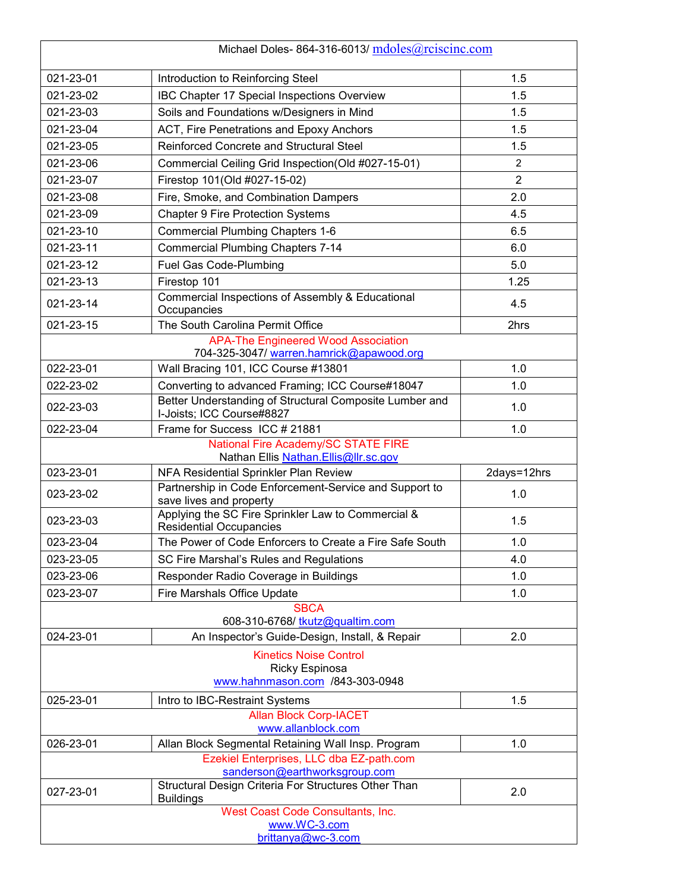| Michael Doles- 864-316-6013/ mdoles@rciscinc.com | | |
|---|---|---|
| 021-23-01 | Introduction to Reinforcing Steel | 1.5 |
| 021-23-02 | IBC Chapter 17 Special Inspections Overview | 1.5 |
| 021-23-03 | Soils and Foundations w/Designers in Mind | 1.5 |
| 021-23-04 | ACT, Fire Penetrations and Epoxy Anchors | 1.5 |
| 021-23-05 | Reinforced Concrete and Structural Steel | 1.5 |
| 021-23-06 | Commercial Ceiling Grid Inspection(Old #027-15-01) | 2 |
| 021-23-07 | Firestop 101(Old #027-15-02) | 2 |
| 021-23-08 | Fire, Smoke, and Combination Dampers | 2.0 |
| 021-23-09 | Chapter 9 Fire Protection Systems | 4.5 |
| 021-23-10 | Commercial Plumbing Chapters 1-6 | 6.5 |
| 021-23-11 | Commercial Plumbing Chapters 7-14 | 6.0 |
| 021-23-12 | Fuel Gas Code-Plumbing | 5.0 |
| 021-23-13 | Firestop 101 | 1.25 |
| 021-23-14 | Commercial Inspections of Assembly & Educational Occupancies | 4.5 |
| 021-23-15 | The South Carolina Permit Office | 2hrs |
| APA-The Engineered Wood Association<br>704-325-3047/ warren.hamrick@apawood.org | | |
| 022-23-01 | Wall Bracing 101, ICC Course #13801 | 1.0 |
| 022-23-02 | Converting to advanced Framing; ICC Course#18047 | 1.0 |
| 022-23-03 | Better Understanding of Structural Composite Lumber and I-Joists; ICC Course#8827 | 1.0 |
| 022-23-04 | Frame for Success ICC # 21881 | 1.0 |
| National Fire Academy/SC STATE FIRE<br>Nathan Ellis Nathan.Ellis@llr.sc.gov | | |
| 023-23-01 | NFA Residential Sprinkler Plan Review | 2days=12hrs |
| 023-23-02 | Partnership in Code Enforcement-Service and Support to save lives and property | 1.0 |
| 023-23-03 | Applying the SC Fire Sprinkler Law to Commercial & Residential Occupancies | 1.5 |
| 023-23-04 | The Power of Code Enforcers to Create a Fire Safe South | 1.0 |
| 023-23-05 | SC Fire Marshal's Rules and Regulations | 4.0 |
| 023-23-06 | Responder Radio Coverage in Buildings | 1.0 |
| 023-23-07 | Fire Marshals Office Update | 1.0 |
| SBCA<br>608-310-6768/ tkutz@qualtim.com | | |
| 024-23-01 | An Inspector's Guide-Design, Install, & Repair | 2.0 |
| Kinetics Noise Control<br>Ricky Espinosa<br>www.hahnmason.com /843-303-0948 | | |
| 025-23-01 | Intro to IBC-Restraint Systems | 1.5 |
| Allan Block Corp-IACET<br>www.allanblock.com | | |
| 026-23-01 | Allan Block Segmental Retaining Wall Insp. Program | 1.0 |
| Ezekiel Enterprises, LLC dba EZ-path.com<br>sanderson@earthworksgroup.com | | |
| 027-23-01 | Structural Design Criteria For Structures Other Than Buildings | 2.0 |
| West Coast Code Consultants, Inc.<br>www.WC-3.com<br>brittanya@wc-3.com | | |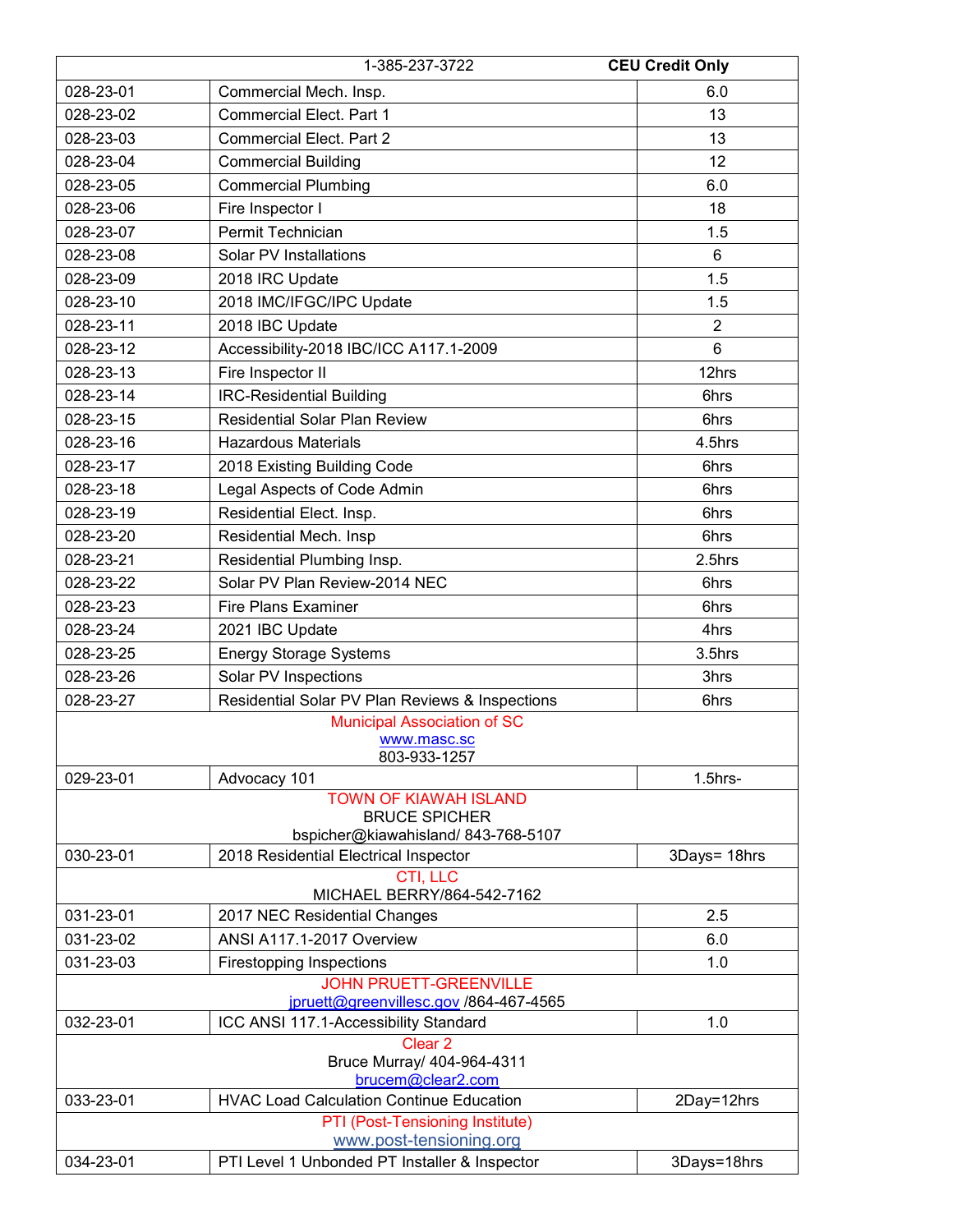| | 1-385-237-3722 | CEU Credit Only |
|---|---|---|
| 028-23-01 | Commercial Mech. Insp. | 6.0 |
| 028-23-02 | Commercial Elect. Part 1 | 13 |
| 028-23-03 | Commercial Elect. Part 2 | 13 |
| 028-23-04 | Commercial Building | 12 |
| 028-23-05 | Commercial Plumbing | 6.0 |
| 028-23-06 | Fire Inspector I | 18 |
| 028-23-07 | Permit Technician | 1.5 |
| 028-23-08 | Solar PV Installations | 6 |
| 028-23-09 | 2018 IRC Update | 1.5 |
| 028-23-10 | 2018 IMC/IFGC/IPC Update | 1.5 |
| 028-23-11 | 2018 IBC Update | 2 |
| 028-23-12 | Accessibility-2018 IBC/ICC A117.1-2009 | 6 |
| 028-23-13 | Fire Inspector II | 12hrs |
| 028-23-14 | IRC-Residential Building | 6hrs |
| 028-23-15 | Residential Solar Plan Review | 6hrs |
| 028-23-16 | Hazardous Materials | 4.5hrs |
| 028-23-17 | 2018 Existing Building Code | 6hrs |
| 028-23-18 | Legal Aspects of Code Admin | 6hrs |
| 028-23-19 | Residential Elect. Insp. | 6hrs |
| 028-23-20 | Residential Mech. Insp | 6hrs |
| 028-23-21 | Residential Plumbing Insp. | 2.5hrs |
| 028-23-22 | Solar PV Plan Review-2014 NEC | 6hrs |
| 028-23-23 | Fire Plans Examiner | 6hrs |
| 028-23-24 | 2021 IBC Update | 4hrs |
| 028-23-25 | Energy Storage Systems | 3.5hrs |
| 028-23-26 | Solar PV Inspections | 3hrs |
| 028-23-27 | Residential Solar PV Plan Reviews & Inspections | 6hrs |
| | Municipal Association of SC<br>www.masc.sc<br>803-933-1257 | |
| 029-23-01 | Advocacy 101 | 1.5hrs- |
| | TOWN OF KIAWAH ISLAND<br>BRUCE SPICHER<br>bspicher@kiawahisland/ 843-768-5107 | |
| 030-23-01 | 2018 Residential Electrical Inspector | 3Days= 18hrs |
| | CTI, LLC<br>MICHAEL BERRY/864-542-7162 | |
| 031-23-01 | 2017 NEC Residential Changes | 2.5 |
| 031-23-02 | ANSI A117.1-2017 Overview | 6.0 |
| 031-23-03 | Firestopping Inspections | 1.0 |
| | JOHN PRUETT-GREENVILLE<br>jpruett@greenvillesc.gov /864-467-4565 | |
| 032-23-01 | ICC ANSI 117.1-Accessibility Standard | 1.0 |
| | Clear 2<br>Bruce Murray/ 404-964-4311<br>brucem@clear2.com | |
| 033-23-01 | HVAC Load Calculation Continue Education | 2Day=12hrs |
| | PTI (Post-Tensioning Institute)<br>www.post-tensioning.org | |
| 034-23-01 | PTI Level 1 Unbonded PT Installer & Inspector | 3Days=18hrs |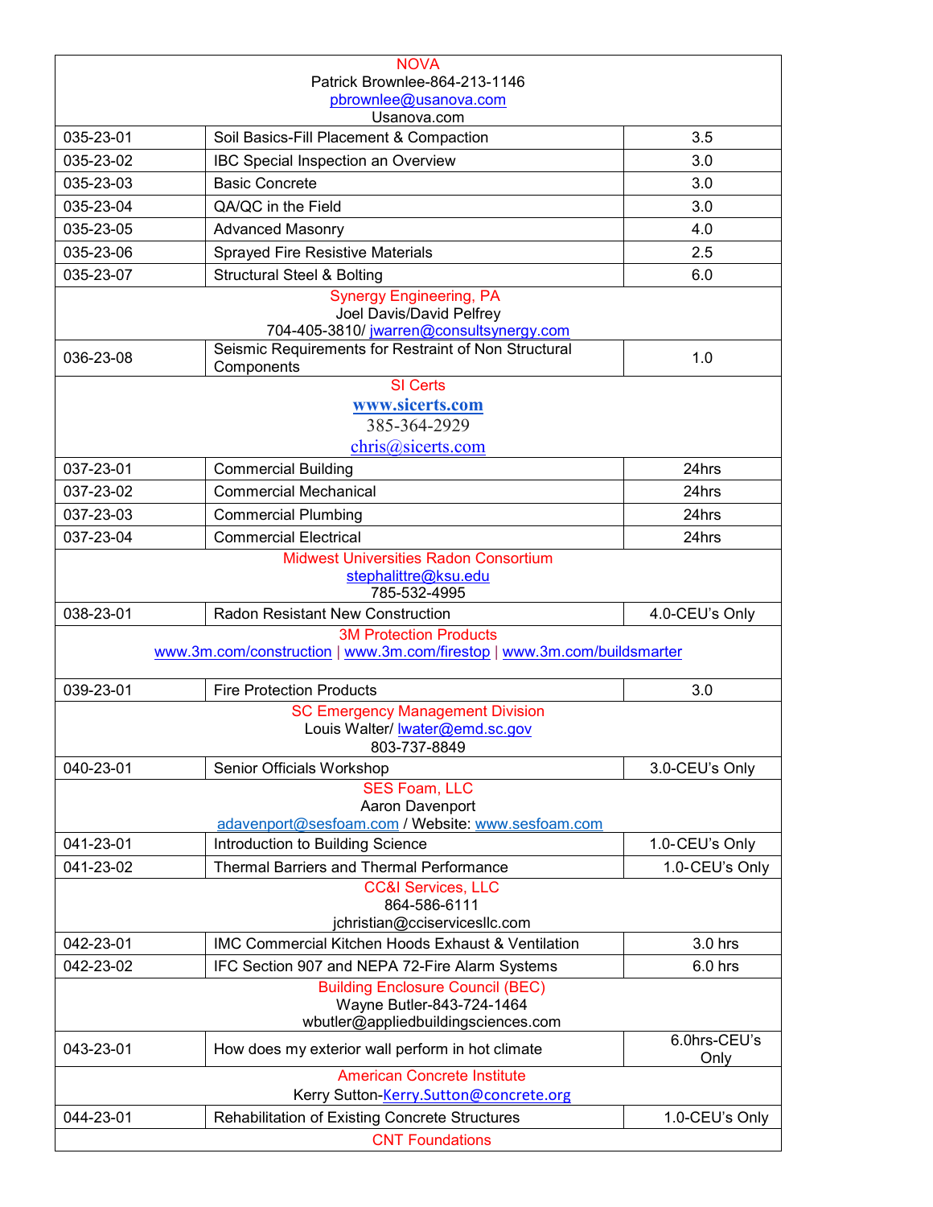| NOVA<br>Patrick Brownlee-864-213-1146<br>pbrownlee@usanova.com<br>Usanova.com | | |
|---|---|---|
| 035-23-01 | Soil Basics-Fill Placement & Compaction | 3.5 |
| 035-23-02 | IBC Special Inspection an Overview | 3.0 |
| 035-23-03 | Basic Concrete | 3.0 |
| 035-23-04 | QA/QC in the Field | 3.0 |
| 035-23-05 | Advanced Masonry | 4.0 |
| 035-23-06 | Sprayed Fire Resistive Materials | 2.5 |
| 035-23-07 | Structural Steel & Bolting | 6.0 |
| Synergy Engineering, PA<br>Joel Davis/David Pelfrey<br>704-405-3810/ jwarren@consultsynergy.com | | |
| 036-23-08 | Seismic Requirements for Restraint of Non Structural Components | 1.0 |
| SI Certs<br>www.sicerts.com<br>385-364-2929<br>chris@sicerts.com | | |
| 037-23-01 | Commercial Building | 24hrs |
| 037-23-02 | Commercial Mechanical | 24hrs |
| 037-23-03 | Commercial Plumbing | 24hrs |
| 037-23-04 | Commercial Electrical | 24hrs |
| Midwest Universities Radon Consortium<br>stephalittre@ksu.edu<br>785-532-4995 | | |
| 038-23-01 | Radon Resistant New Construction | 4.0-CEU's Only |
| 3M Protection Products<br>www.3m.com/construction \| www.3m.com/firestop \| www.3m.com/buildsmarter | | |
| 039-23-01 | Fire Protection Products | 3.0 |
| SC Emergency Management Division<br>Louis Walter/ lwater@emd.sc.gov<br>803-737-8849 | | |
| 040-23-01 | Senior Officials Workshop | 3.0-CEU's Only |
| SES Foam, LLC<br>Aaron Davenport<br>adavenport@sesfoam.com / Website: www.sesfoam.com | | |
| 041-23-01 | Introduction to Building Science | 1.0-CEU's Only |
| 041-23-02 | Thermal Barriers and Thermal Performance | 1.0-CEU's Only |
| CC&I Services, LLC<br>864-586-6111<br>jchristian@cciservicesllc.com | | |
| 042-23-01 | IMC Commercial Kitchen Hoods Exhaust & Ventilation | 3.0 hrs |
| 042-23-02 | IFC Section 907 and NEPA 72-Fire Alarm Systems | 6.0 hrs |
| Building Enclosure Council (BEC)<br>Wayne Butler-843-724-1464<br>wbutler@appliedbuildingsciences.com | | |
| 043-23-01 | How does my exterior wall perform in hot climate | 6.0hrs-CEU's Only |
| American Concrete Institute<br>Kerry Sutton-Kerry.Sutton@concrete.org | | |
| 044-23-01 | Rehabilitation of Existing Concrete Structures | 1.0-CEU's Only |
| CNT Foundations | | |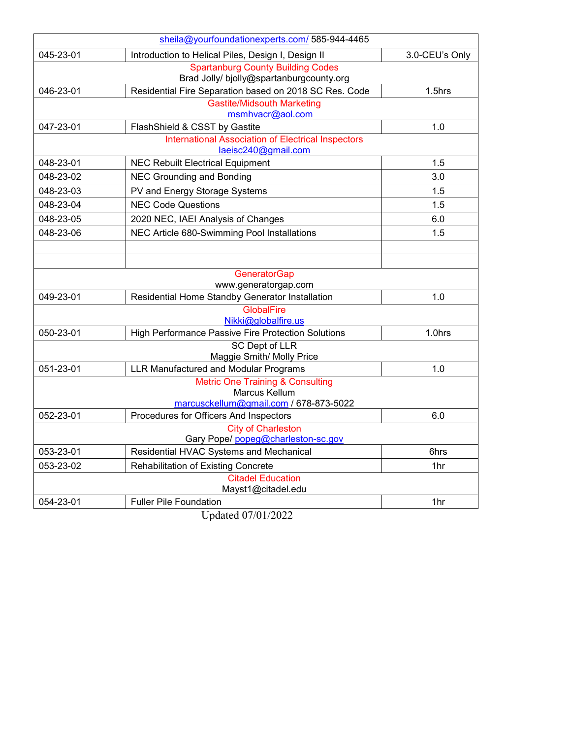| | | |
|---|---|---|
| sheila@yourfoundationexperts.com/ 585-944-4465 | | |
| 045-23-01 | Introduction to Helical Piles, Design I, Design II | 3.0-CEU's Only |
| Spartanburg County Building Codes<br>Brad Jolly/ bjolly@spartanburgcounty.org | | |
| 046-23-01 | Residential Fire Separation based on 2018 SC Res. Code | 1.5hrs |
| Gastite/Midsouth Marketing<br>msmhvacr@aol.com | | |
| 047-23-01 | FlashShield & CSST by Gastite | 1.0 |
| International Association of Electrical Inspectors<br>Iaeisc240@gmail.com | | |
| 048-23-01 | NEC Rebuilt Electrical Equipment | 1.5 |
| 048-23-02 | NEC Grounding and Bonding | 3.0 |
| 048-23-03 | PV and Energy Storage Systems | 1.5 |
| 048-23-04 | NEC Code Questions | 1.5 |
| 048-23-05 | 2020 NEC, IAEI Analysis of Changes | 6.0 |
| 048-23-06 | NEC Article 680-Swimming Pool Installations | 1.5 |
| | | |
| | | |
| GeneratorGap<br>www.generatorgap.com | | |
| 049-23-01 | Residential Home Standby Generator Installation | 1.0 |
| GlobalFire<br>Nikki@globalfire.us | | |
| 050-23-01 | High Performance Passive Fire Protection Solutions | 1.0hrs |
| SC Dept of LLR<br>Maggie Smith/ Molly Price | | |
| 051-23-01 | LLR Manufactured and Modular Programs | 1.0 |
| Metric One Training & Consulting<br>Marcus Kellum<br>marcusckellum@gmail.com / 678-873-5022 | | |
| 052-23-01 | Procedures for Officers And Inspectors | 6.0 |
| City of Charleston<br>Gary Pope/ popeg@charleston-sc.gov | | |
| 053-23-01 | Residential HVAC Systems and Mechanical | 6hrs |
| 053-23-02 | Rehabilitation of Existing Concrete | 1hr |
| Citadel Education<br>Mayst1@citadel.edu | | |
| 054-23-01 | Fuller Pile Foundation | 1hr |

Updated 07/01/2022